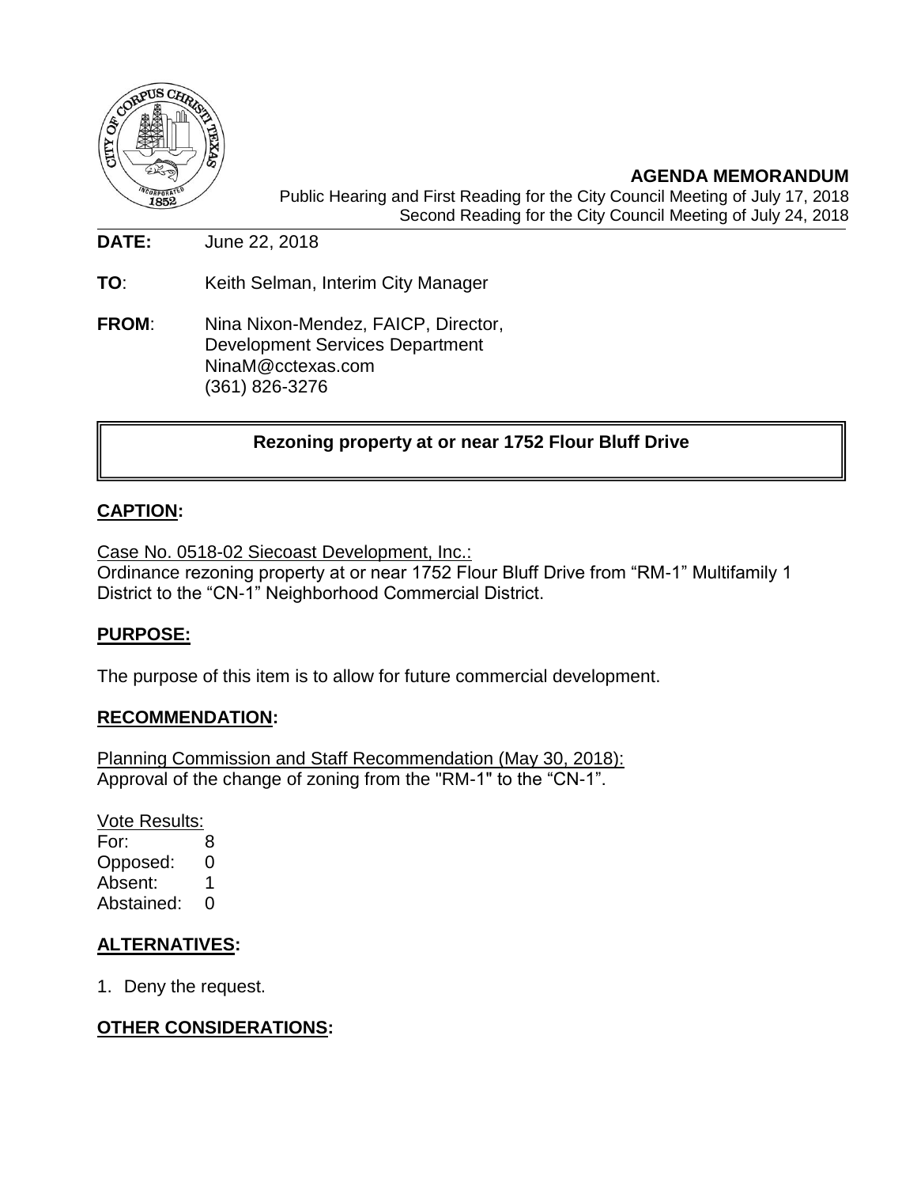**AGENDA MEMORANDUM**

Public Hearing and First Reading for the City Council Meeting of July 17, 2018
Second Reading for the City Council Meeting of July 24, 2018

**DATE:** June 22, 2018

**TO**: Keith Selman, Interim City Manager

**FROM**: Nina Nixon-Mendez, FAICP, Director,
Development Services Department
NinaM@cctexas.com
(361) 826-3276

**Rezoning property at or near 1752 Flour Bluff Drive**

## CAPTION:

Case No. 0518-02 Siecoast Development, Inc.:
Ordinance rezoning property at or near 1752 Flour Bluff Drive from "RM-1" Multifamily 1 District to the "CN-1" Neighborhood Commercial District.

## PURPOSE:

The purpose of this item is to allow for future commercial development.

## RECOMMENDATION:

Planning Commission and Staff Recommendation (May 30, 2018):
Approval of the change of zoning from the "RM-1" to the "CN-1".

Vote Results:

| | |
|---|---|
| For: | 8 |
| Opposed: | 0 |
| Absent: | 1 |
| Abstained: | 0 |

## ALTERNATIVES:

1. Deny the request.

## OTHER CONSIDERATIONS: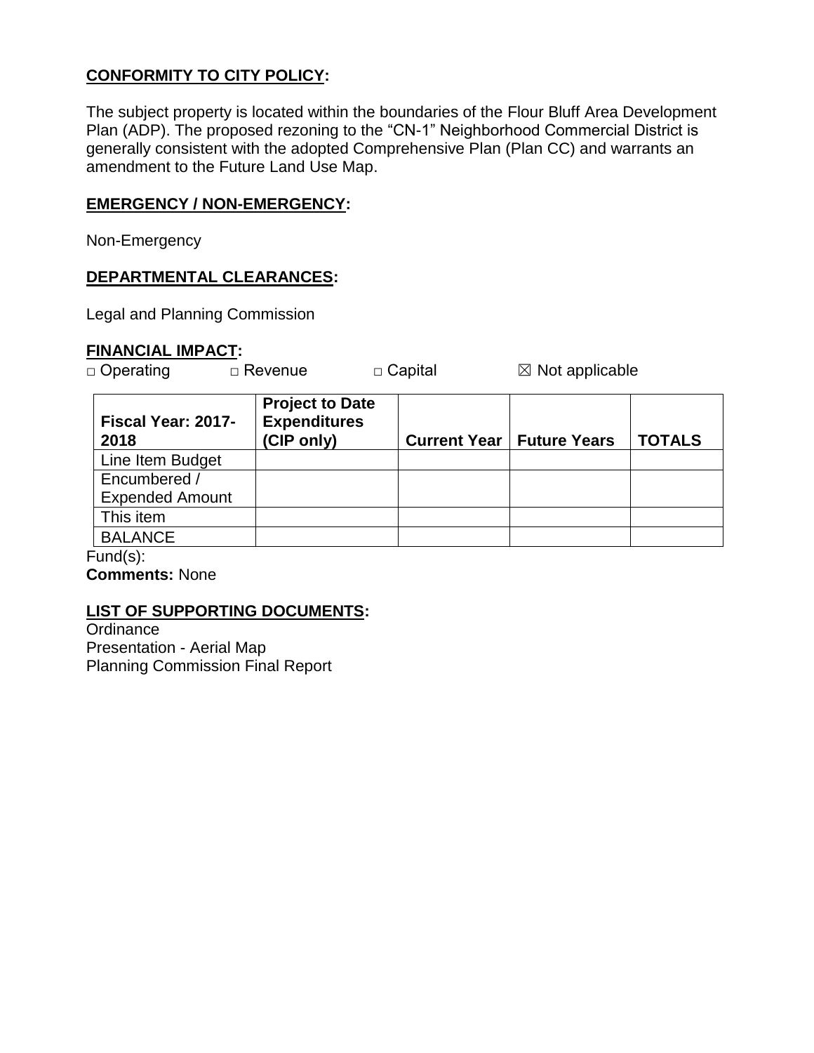## CONFORMITY TO CITY POLICY:

The subject property is located within the boundaries of the Flour Bluff Area Development Plan (ADP). The proposed rezoning to the "CN-1" Neighborhood Commercial District is generally consistent with the adopted Comprehensive Plan (Plan CC) and warrants an amendment to the Future Land Use Map.

## EMERGENCY / NON-EMERGENCY:

Non-Emergency

## DEPARTMENTAL CLEARANCES:

Legal and Planning Commission

## FINANCIAL IMPACT:

□ Operating □ Revenue □ Capital ☒ Not applicable

| Fiscal Year: 2017-2018 | Project to Date Expenditures (CIP only) | Current Year | Future Years | TOTALS |
|---|---|---|---|---|
| Line Item Budget | | | | |
| Encumbered / Expended Amount | | | | |
| This item | | | | |
| BALANCE | | | | |

Fund(s):
**Comments:** None

## LIST OF SUPPORTING DOCUMENTS:

Ordinance
Presentation - Aerial Map
Planning Commission Final Report